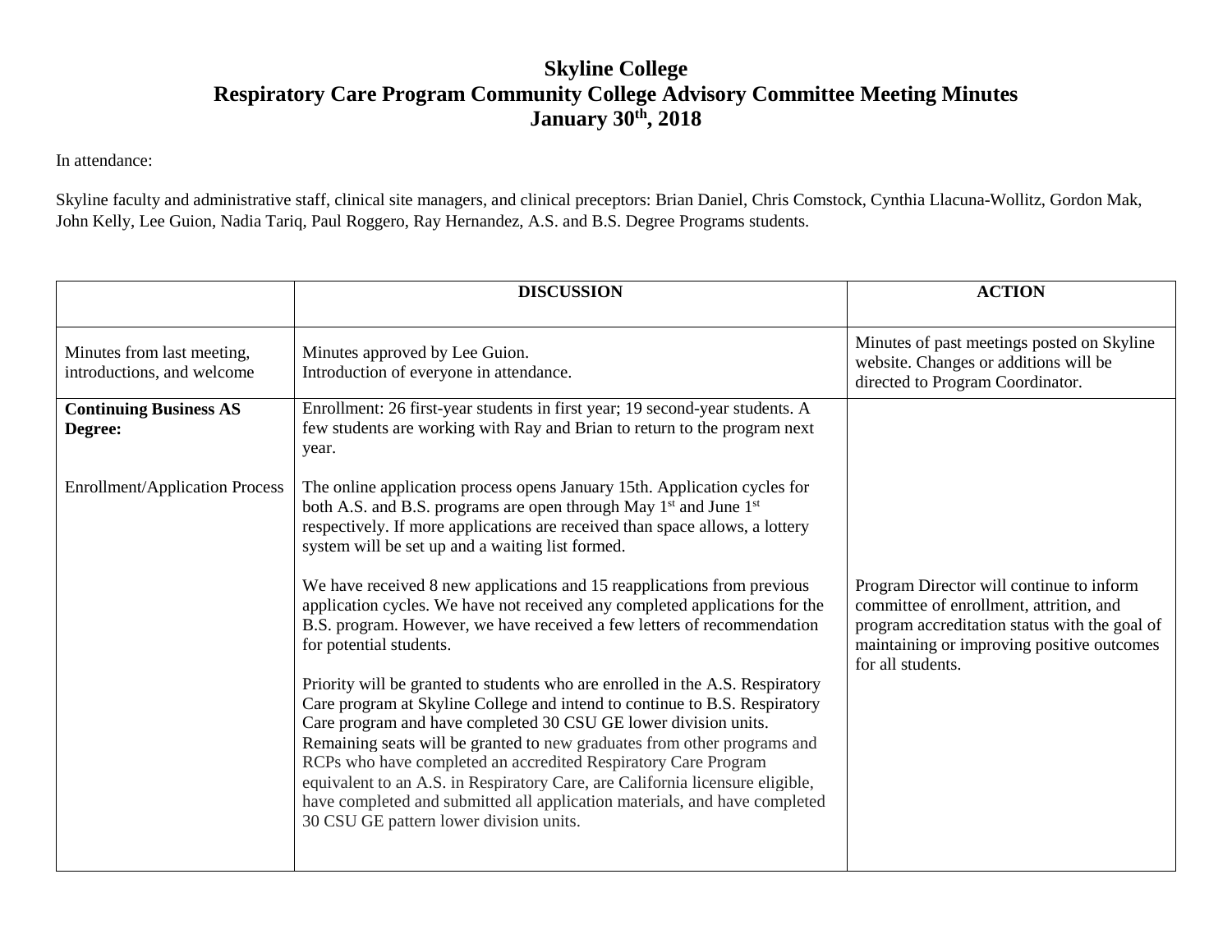# Skyline College
## Respiratory Care Program Community College Advisory Committee Meeting Minutes
### January 30th, 2018

In attendance:

Skyline faculty and administrative staff, clinical site managers, and clinical preceptors: Brian Daniel, Chris Comstock, Cynthia Llacuna-Wollitz, Gordon Mak, John Kelly, Lee Guion, Nadia Tariq, Paul Roggero, Ray Hernandez, A.S. and B.S. Degree Programs students.

| | DISCUSSION | ACTION |
|---|---|---|
| Minutes from last meeting, introductions, and welcome | Minutes approved by Lee Guion.<br>Introduction of everyone in attendance. | Minutes of past meetings posted on Skyline website. Changes or additions will be directed to Program Coordinator. |
| **Continuing Business AS Degree:**<br><br>Enrollment/Application Process | Enrollment: 26 first-year students in first year; 19 second-year students. A few students are working with Ray and Brian to return to the program next year.<br><br>The online application process opens January 15th. Application cycles for both A.S. and B.S. programs are open through May 1st and June 1st respectively. If more applications are received than space allows, a lottery system will be set up and a waiting list formed.<br><br>We have received 8 new applications and 15 reapplications from previous application cycles. We have not received any completed applications for the B.S. program. However, we have received a few letters of recommendation for potential students.<br><br>Priority will be granted to students who are enrolled in the A.S. Respiratory Care program at Skyline College and intend to continue to B.S. Respiratory Care program and have completed 30 CSU GE lower division units. Remaining seats will be granted to new graduates from other programs and RCPs who have completed an accredited Respiratory Care Program equivalent to an A.S. in Respiratory Care, are California licensure eligible, have completed and submitted all application materials, and have completed 30 CSU GE pattern lower division units. | Program Director will continue to inform committee of enrollment, attrition, and program accreditation status with the goal of maintaining or improving positive outcomes for all students. |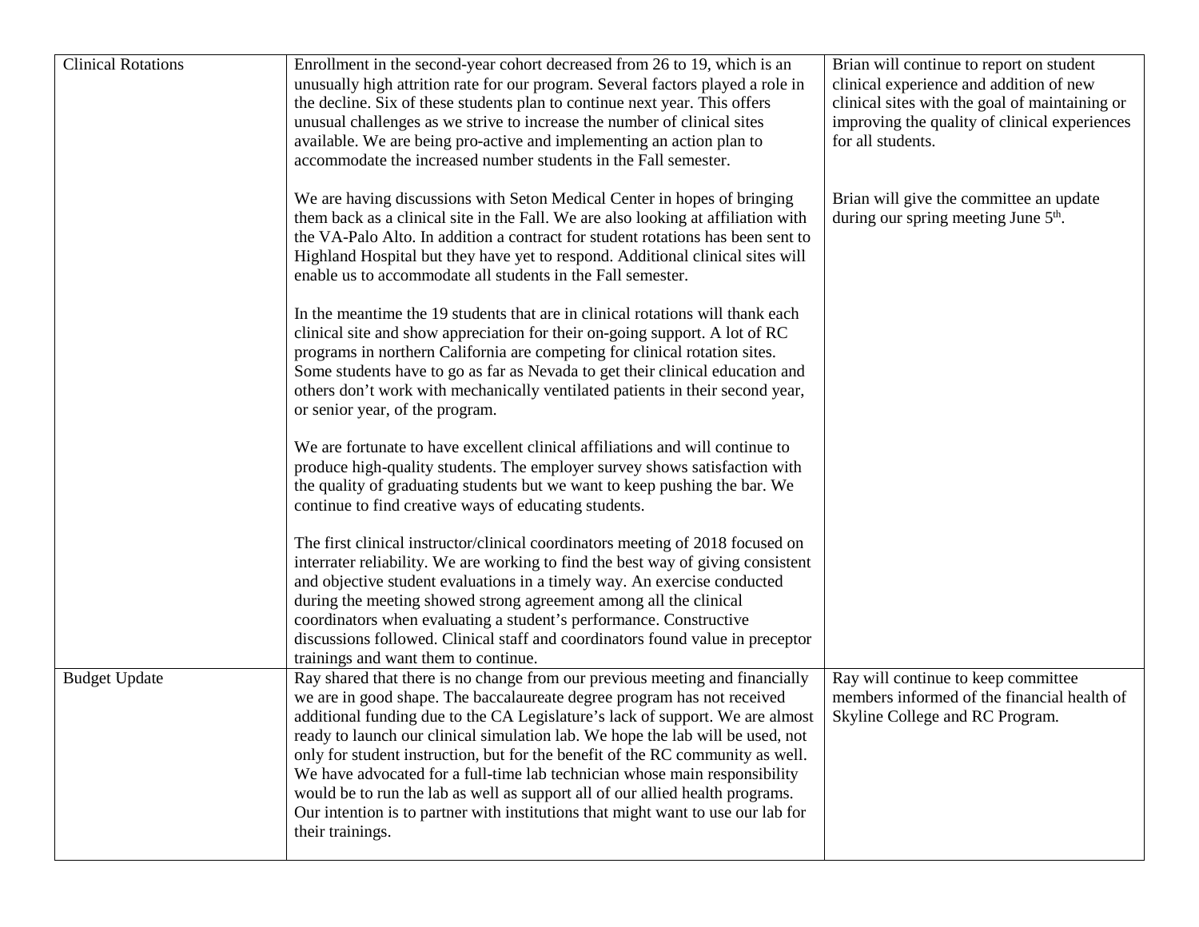| | | |
|---|---|---|
| Clinical Rotations | Enrollment in the second-year cohort decreased from 26 to 19, which is an unusually high attrition rate for our program. Several factors played a role in the decline. Six of these students plan to continue next year. This offers unusual challenges as we strive to increase the number of clinical sites available. We are being pro-active and implementing an action plan to accommodate the increased number students in the Fall semester.<br><br>We are having discussions with Seton Medical Center in hopes of bringing them back as a clinical site in the Fall. We are also looking at affiliation with the VA-Palo Alto. In addition a contract for student rotations has been sent to Highland Hospital but they have yet to respond. Additional clinical sites will enable us to accommodate all students in the Fall semester.<br><br>In the meantime the 19 students that are in clinical rotations will thank each clinical site and show appreciation for their on-going support. A lot of RC programs in northern California are competing for clinical rotation sites. Some students have to go as far as Nevada to get their clinical education and others don't work with mechanically ventilated patients in their second year, or senior year, of the program.<br><br>We are fortunate to have excellent clinical affiliations and will continue to produce high-quality students. The employer survey shows satisfaction with the quality of graduating students but we want to keep pushing the bar. We continue to find creative ways of educating students.<br><br>The first clinical instructor/clinical coordinators meeting of 2018 focused on interrater reliability. We are working to find the best way of giving consistent and objective student evaluations in a timely way. An exercise conducted during the meeting showed strong agreement among all the clinical coordinators when evaluating a student's performance. Constructive discussions followed. Clinical staff and coordinators found value in preceptor trainings and want them to continue. | Brian will continue to report on student clinical experience and addition of new clinical sites with the goal of maintaining or improving the quality of clinical experiences for all students.<br><br>Brian will give the committee an update during our spring meeting June 5th. |
| Budget Update | Ray shared that there is no change from our previous meeting and financially we are in good shape. The baccalaureate degree program has not received additional funding due to the CA Legislature's lack of support. We are almost ready to launch our clinical simulation lab. We hope the lab will be used, not only for student instruction, but for the benefit of the RC community as well. We have advocated for a full-time lab technician whose main responsibility would be to run the lab as well as support all of our allied health programs. Our intention is to partner with institutions that might want to use our lab for their trainings. | Ray will continue to keep committee members informed of the financial health of Skyline College and RC Program. |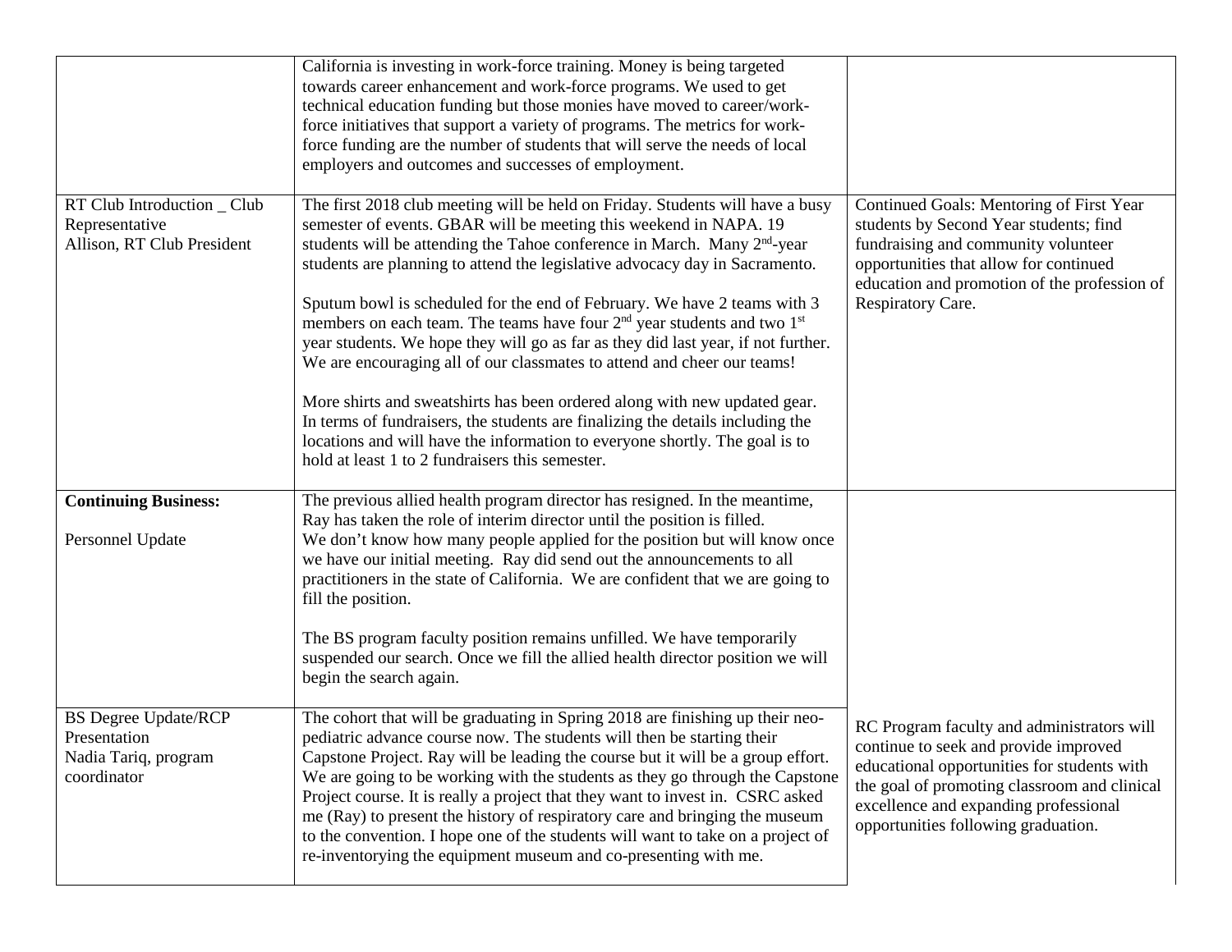| | | |
|---|---|---|
| | California is investing in work-force training. Money is being targeted towards career enhancement and work-force programs. We used to get technical education funding but those monies have moved to career/work-force initiatives that support a variety of programs. The metrics for work-force funding are the number of students that will serve the needs of local employers and outcomes and successes of employment. | |
| RT Club Introduction _ Club Representative<br>Allison, RT Club President | The first 2018 club meeting will be held on Friday. Students will have a busy semester of events. GBAR will be meeting this weekend in NAPA. 19 students will be attending the Tahoe conference in March. Many 2nd-year students are planning to attend the legislative advocacy day in Sacramento.<br><br>Sputum bowl is scheduled for the end of February. We have 2 teams with 3 members on each team. The teams have four 2nd year students and two 1st year students. We hope they will go as far as they did last year, if not further. We are encouraging all of our classmates to attend and cheer our teams!<br><br>More shirts and sweatshirts has been ordered along with new updated gear. In terms of fundraisers, the students are finalizing the details including the locations and will have the information to everyone shortly. The goal is to hold at least 1 to 2 fundraisers this semester. | Continued Goals: Mentoring of First Year students by Second Year students; find fundraising and community volunteer opportunities that allow for continued education and promotion of the profession of Respiratory Care. |
| **Continuing Business:**<br><br>Personnel Update | The previous allied health program director has resigned. In the meantime, Ray has taken the role of interim director until the position is filled. We don't know how many people applied for the position but will know once we have our initial meeting. Ray did send out the announcements to all practitioners in the state of California. We are confident that we are going to fill the position.<br><br>The BS program faculty position remains unfilled. We have temporarily suspended our search. Once we fill the allied health director position we will begin the search again. | |
| BS Degree Update/RCP Presentation<br>Nadia Tariq, program coordinator | The cohort that will be graduating in Spring 2018 are finishing up their neo-pediatric advance course now. The students will then be starting their Capstone Project. Ray will be leading the course but it will be a group effort. We are going to be working with the students as they go through the Capstone Project course. It is really a project that they want to invest in. CSRC asked me (Ray) to present the history of respiratory care and bringing the museum to the convention. I hope one of the students will want to take on a project of re-inventorying the equipment museum and co-presenting with me. | RC Program faculty and administrators will continue to seek and provide improved educational opportunities for students with the goal of promoting classroom and clinical excellence and expanding professional opportunities following graduation. |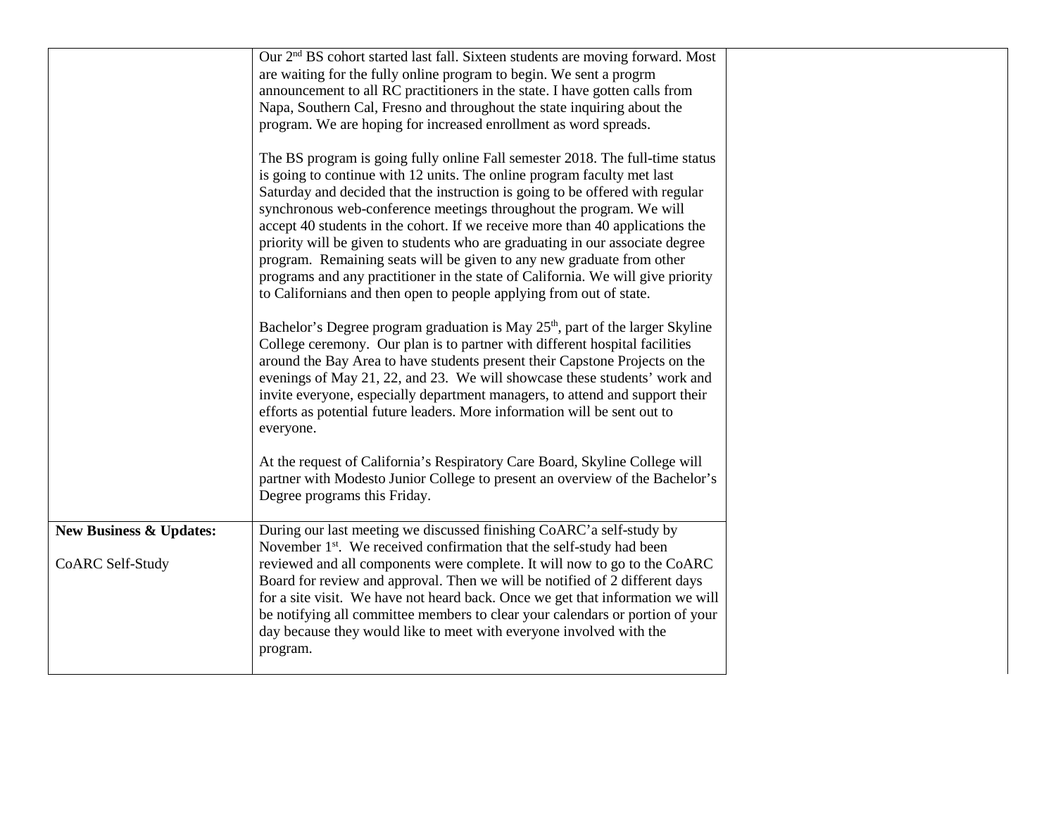|  |  |  |
| --- | --- | --- |
|  | Our 2nd BS cohort started last fall. Sixteen students are moving forward. Most are waiting for the fully online program to begin. We sent a progrm announcement to all RC practitioners in the state. I have gotten calls from Napa, Southern Cal, Fresno and throughout the state inquiring about the program. We are hoping for increased enrollment as word spreads.<br><br>The BS program is going fully online Fall semester 2018. The full-time status is going to continue with 12 units. The online program faculty met last Saturday and decided that the instruction is going to be offered with regular synchronous web-conference meetings throughout the program. We will accept 40 students in the cohort. If we receive more than 40 applications the priority will be given to students who are graduating in our associate degree program. Remaining seats will be given to any new graduate from other programs and any practitioner in the state of California. We will give priority to Californians and then open to people applying from out of state.<br><br>Bachelor's Degree program graduation is May 25th, part of the larger Skyline College ceremony. Our plan is to partner with different hospital facilities around the Bay Area to have students present their Capstone Projects on the evenings of May 21, 22, and 23. We will showcase these students' work and invite everyone, especially department managers, to attend and support their efforts as potential future leaders. More information will be sent out to everyone.<br><br>At the request of California's Respiratory Care Board, Skyline College will partner with Modesto Junior College to present an overview of the Bachelor's Degree programs this Friday. |  |
| **New Business & Updates:**<br><br>CoARC Self-Study | During our last meeting we discussed finishing CoARC'a self-study by November 1st. We received confirmation that the self-study had been reviewed and all components were complete. It will now to go to the CoARC Board for review and approval. Then we will be notified of 2 different days for a site visit. We have not heard back. Once we get that information we will be notifying all committee members to clear your calendars or portion of your day because they would like to meet with everyone involved with the program. |  |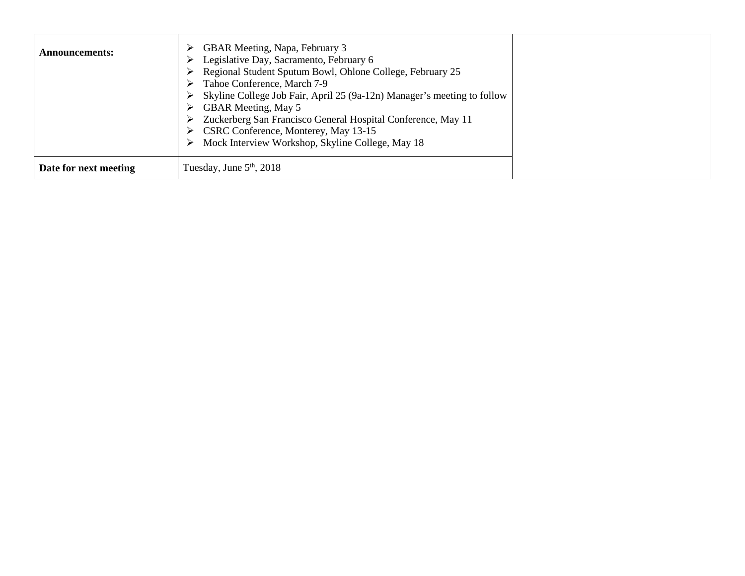| | | |
|---|---|---|
| **Announcements:** | ➢ GBAR Meeting, Napa, February 3<br>➢ Legislative Day, Sacramento, February 6<br>➢ Regional Student Sputum Bowl, Ohlone College, February 25<br>➢ Tahoe Conference, March 7-9<br>➢ Skyline College Job Fair, April 25 (9a-12n) Manager's meeting to follow<br>➢ GBAR Meeting, May 5<br>➢ Zuckerberg San Francisco General Hospital Conference, May 11<br>➢ CSRC Conference, Monterey, May 13-15<br>➢ Mock Interview Workshop, Skyline College, May 18 | |
| **Date for next meeting** | Tuesday, June 5th, 2018 | |